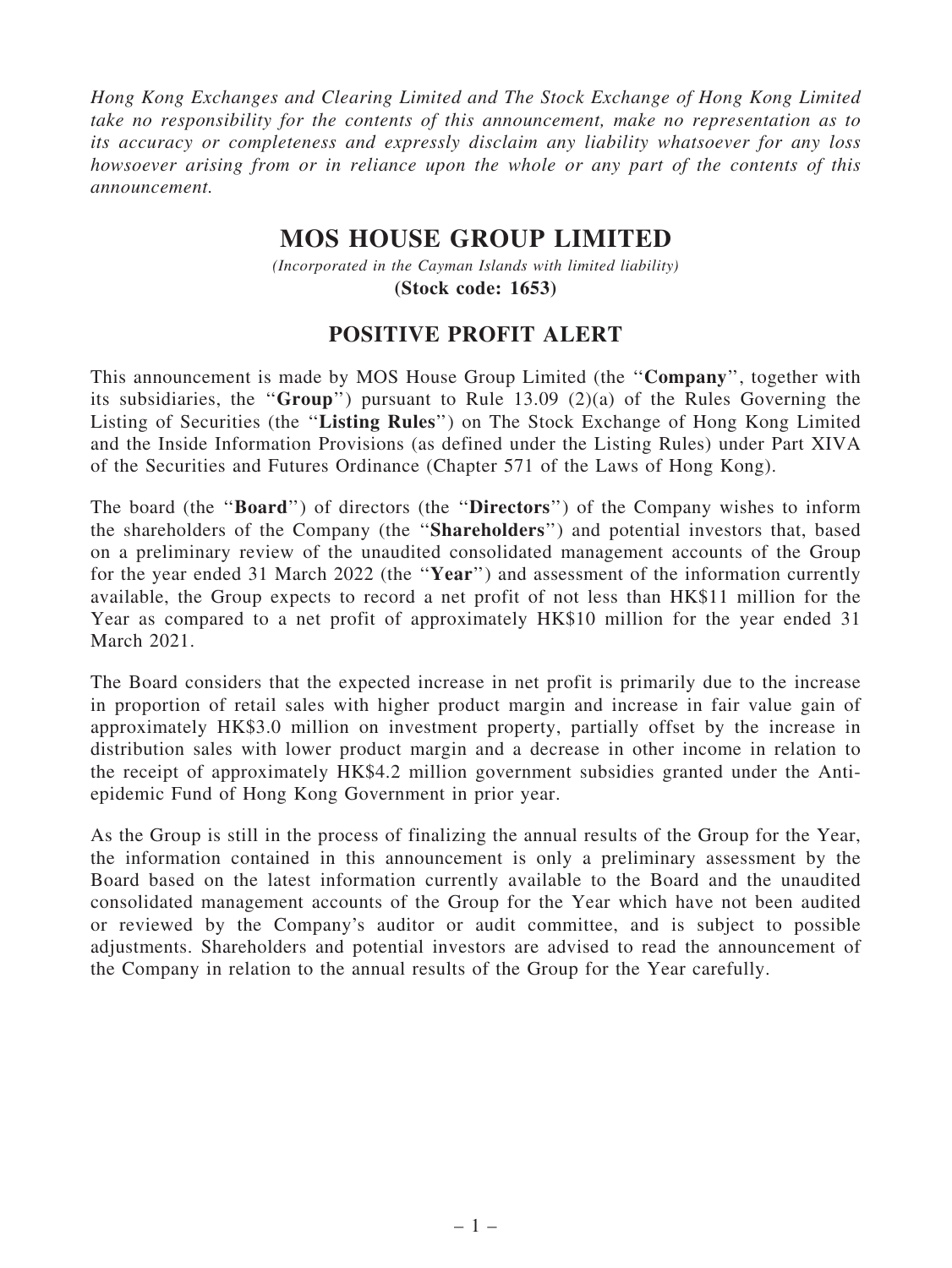*Hong Kong Exchanges and Clearing Limited and The Stock Exchange of Hong Kong Limited take no responsibility for the contents of this announcement, make no representation as to its accuracy or completeness and expressly disclaim any liability whatsoever for any loss howsoever arising from or in reliance upon the whole or any part of the contents of this announcement.*

# MOS HOUSE GROUP LIMITED

*(Incorporated in the Cayman Islands with limited liability)*

**(Stock code: 1653)**

## POSITIVE PROFIT ALERT

This announcement is made by MOS House Group Limited (the "**Company**", together with its subsidiaries, the "**Group**") pursuant to Rule 13.09 (2)(a) of the Rules Governing the Listing of Securities (the "**Listing Rules**") on The Stock Exchange of Hong Kong Limited and the Inside Information Provisions (as defined under the Listing Rules) under Part XIVA of the Securities and Futures Ordinance (Chapter 571 of the Laws of Hong Kong).

The board (the "**Board**") of directors (the "**Directors**") of the Company wishes to inform the shareholders of the Company (the "**Shareholders**") and potential investors that, based on a preliminary review of the unaudited consolidated management accounts of the Group for the year ended 31 March 2022 (the "**Year**") and assessment of the information currently available, the Group expects to record a net profit of not less than HK$11 million for the Year as compared to a net profit of approximately HK$10 million for the year ended 31 March 2021.

The Board considers that the expected increase in net profit is primarily due to the increase in proportion of retail sales with higher product margin and increase in fair value gain of approximately HK$3.0 million on investment property, partially offset by the increase in distribution sales with lower product margin and a decrease in other income in relation to the receipt of approximately HK$4.2 million government subsidies granted under the Anti-epidemic Fund of Hong Kong Government in prior year.

As the Group is still in the process of finalizing the annual results of the Group for the Year, the information contained in this announcement is only a preliminary assessment by the Board based on the latest information currently available to the Board and the unaudited consolidated management accounts of the Group for the Year which have not been audited or reviewed by the Company's auditor or audit committee, and is subject to possible adjustments. Shareholders and potential investors are advised to read the announcement of the Company in relation to the annual results of the Group for the Year carefully.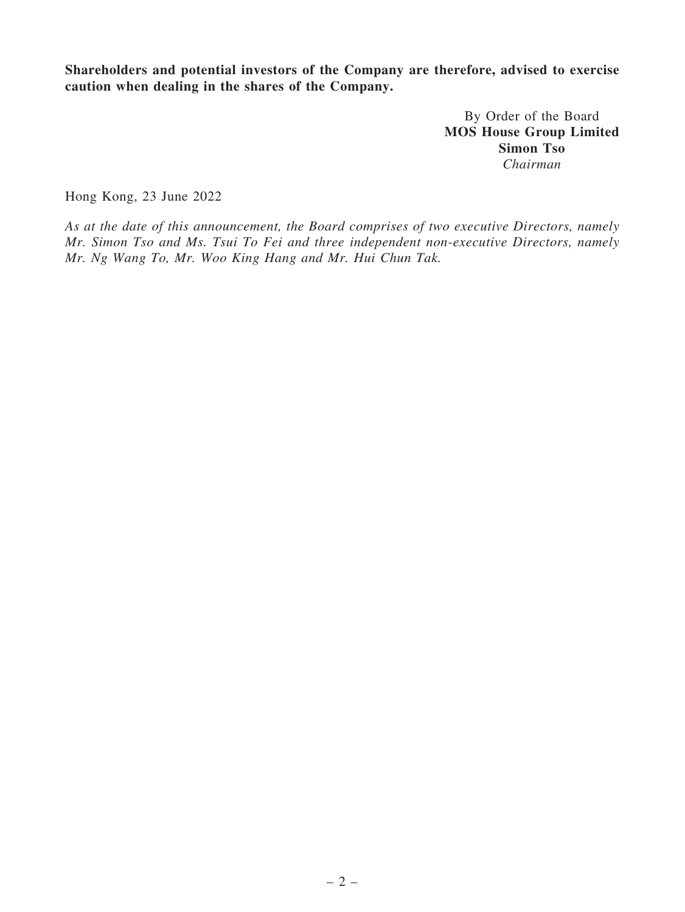**Shareholders and potential investors of the Company are therefore, advised to exercise caution when dealing in the shares of the Company.**

By Order of the Board
**MOS House Group Limited**
**Simon Tso**
*Chairman*

Hong Kong, 23 June 2022

*As at the date of this announcement, the Board comprises of two executive Directors, namely Mr. Simon Tso and Ms. Tsui To Fei and three independent non-executive Directors, namely Mr. Ng Wang To, Mr. Woo King Hang and Mr. Hui Chun Tak.*